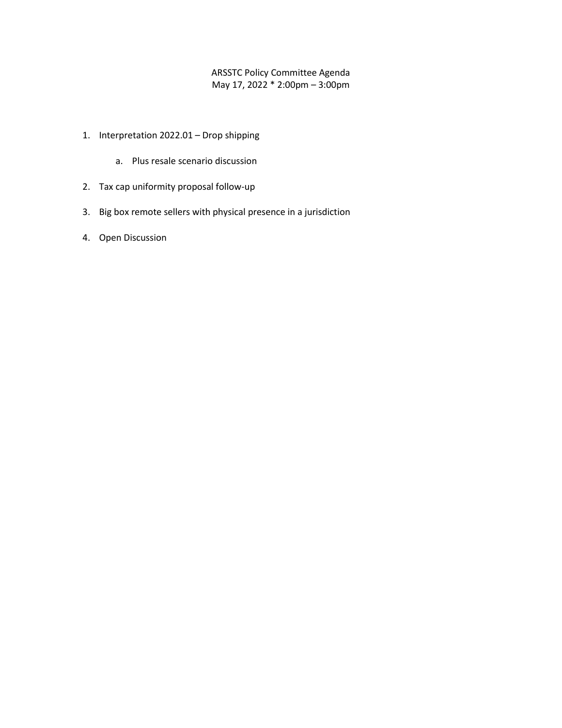# ARSSTC Policy Committee Agenda

May 17, 2022 * 2:00pm – 3:00pm

1. Interpretation 2022.01 – Drop shipping
    a. Plus resale scenario discussion
2. Tax cap uniformity proposal follow-up
3. Big box remote sellers with physical presence in a jurisdiction
4. Open Discussion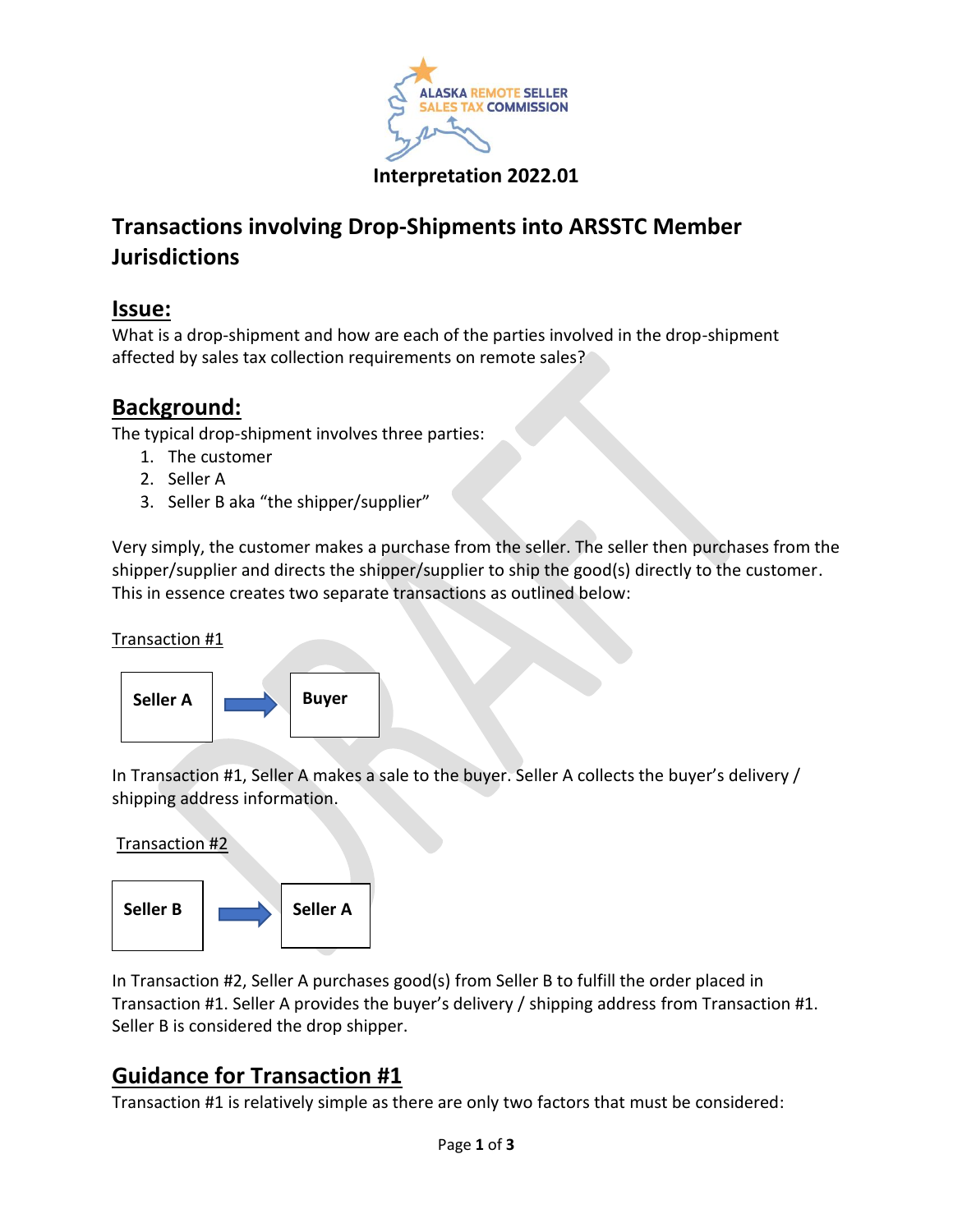Interpretation 2022.01

# Transactions involving Drop-Shipments into ARSSTC Member Jurisdictions

## Issue:

What is a drop-shipment and how are each of the parties involved in the drop-shipment affected by sales tax collection requirements on remote sales?

## Background:

The typical drop-shipment involves three parties:

1. The customer
2. Seller A
3. Seller B aka "the shipper/supplier"

Very simply, the customer makes a purchase from the seller. The seller then purchases from the shipper/supplier and directs the shipper/supplier to ship the good(s) directly to the customer. This in essence creates two separate transactions as outlined below:

Transaction #1

**Seller A** → **Buyer**

In Transaction #1, Seller A makes a sale to the buyer. Seller A collects the buyer's delivery / shipping address information.

Transaction #2

**Seller B** → **Seller A**

In Transaction #2, Seller A purchases good(s) from Seller B to fulfill the order placed in Transaction #1. Seller A provides the buyer's delivery / shipping address from Transaction #1. Seller B is considered the drop shipper.

## Guidance for Transaction #1

Transaction #1 is relatively simple as there are only two factors that must be considered: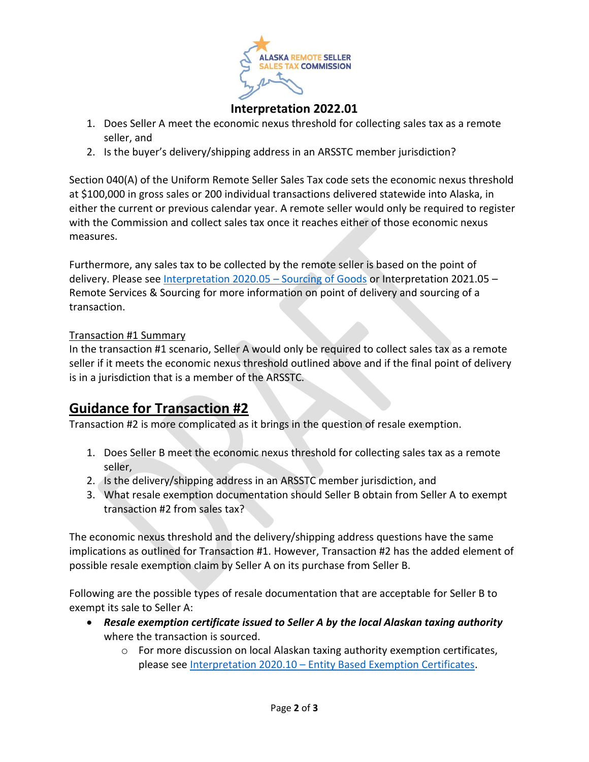## Interpretation 2022.01

1. Does Seller A meet the economic nexus threshold for collecting sales tax as a remote seller, and
2. Is the buyer's delivery/shipping address in an ARSSTC member jurisdiction?

Section 040(A) of the Uniform Remote Seller Sales Tax code sets the economic nexus threshold at $100,000 in gross sales or 200 individual transactions delivered statewide into Alaska, in either the current or previous calendar year. A remote seller would only be required to register with the Commission and collect sales tax once it reaches either of those economic nexus measures.

Furthermore, any sales tax to be collected by the remote seller is based on the point of delivery. Please see Interpretation 2020.05 – Sourcing of Goods or Interpretation 2021.05 – Remote Services & Sourcing for more information on point of delivery and sourcing of a transaction.

Transaction #1 Summary

In the transaction #1 scenario, Seller A would only be required to collect sales tax as a remote seller if it meets the economic nexus threshold outlined above and if the final point of delivery is in a jurisdiction that is a member of the ARSSTC.

## Guidance for Transaction #2

Transaction #2 is more complicated as it brings in the question of resale exemption.

1. Does Seller B meet the economic nexus threshold for collecting sales tax as a remote seller,
2. Is the delivery/shipping address in an ARSSTC member jurisdiction, and
3. What resale exemption documentation should Seller B obtain from Seller A to exempt transaction #2 from sales tax?

The economic nexus threshold and the delivery/shipping address questions have the same implications as outlined for Transaction #1. However, Transaction #2 has the added element of possible resale exemption claim by Seller A on its purchase from Seller B.

Following are the possible types of resale documentation that are acceptable for Seller B to exempt its sale to Seller A:

- ***Resale exemption certificate issued to Seller A by the local Alaskan taxing authority*** where the transaction is sourced.
  - For more discussion on local Alaskan taxing authority exemption certificates, please see Interpretation 2020.10 – Entity Based Exemption Certificates.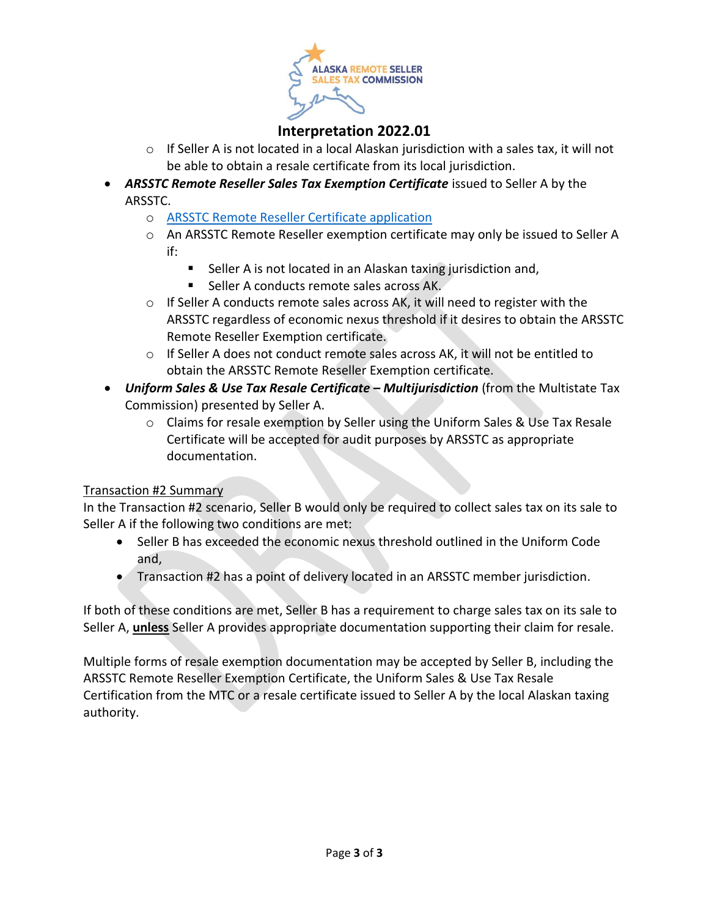- If Seller A is not located in a local Alaskan jurisdiction with a sales tax, it will not be able to obtain a resale certificate from its local jurisdiction.

- ***ARSSTC Remote Reseller Sales Tax Exemption Certificate*** issued to Seller A by the ARSSTC.
  - [ARSSTC Remote Reseller Certificate application]()
  - An ARSSTC Remote Reseller exemption certificate may only be issued to Seller A if:
    - Seller A is not located in an Alaskan taxing jurisdiction and,
    - Seller A conducts remote sales across AK.
  - If Seller A conducts remote sales across AK, it will need to register with the ARSSTC regardless of economic nexus threshold if it desires to obtain the ARSSTC Remote Reseller Exemption certificate.
  - If Seller A does not conduct remote sales across AK, it will not be entitled to obtain the ARSSTC Remote Reseller Exemption certificate.
- ***Uniform Sales & Use Tax Resale Certificate – Multijurisdiction*** (from the Multistate Tax Commission) presented by Seller A.
  - Claims for resale exemption by Seller using the Uniform Sales & Use Tax Resale Certificate will be accepted for audit purposes by ARSSTC as appropriate documentation.

<u>Transaction #2 Summary</u>

In the Transaction #2 scenario, Seller B would only be required to collect sales tax on its sale to Seller A if the following two conditions are met:

- Seller B has exceeded the economic nexus threshold outlined in the Uniform Code and,
- Transaction #2 has a point of delivery located in an ARSSTC member jurisdiction.

If both of these conditions are met, Seller B has a requirement to charge sales tax on its sale to Seller A, <u>**unless**</u> Seller A provides appropriate documentation supporting their claim for resale.

Multiple forms of resale exemption documentation may be accepted by Seller B, including the ARSSTC Remote Reseller Exemption Certificate, the Uniform Sales & Use Tax Resale Certification from the MTC or a resale certificate issued to Seller A by the local Alaskan taxing authority.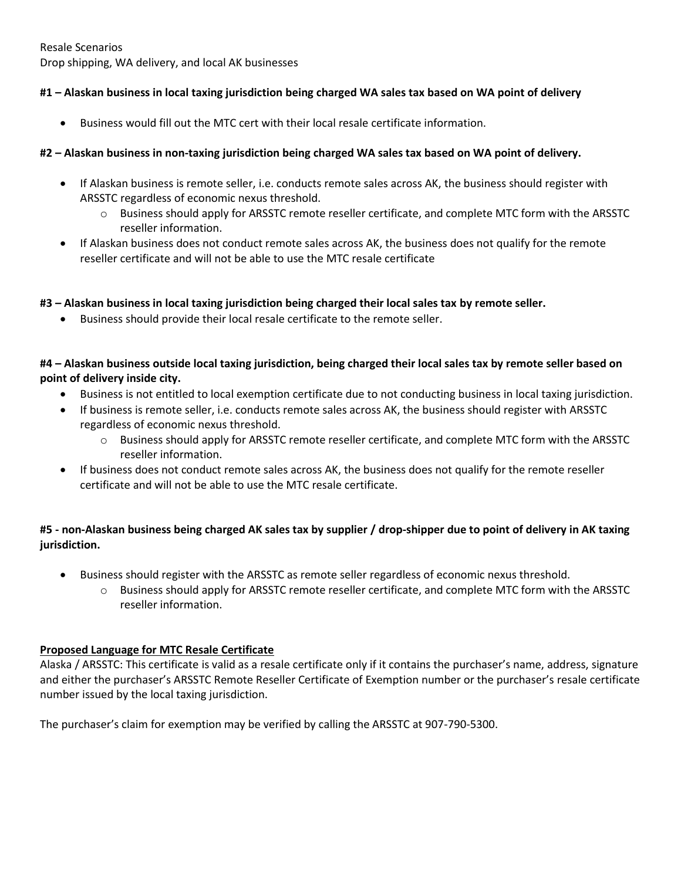Resale Scenarios
Drop shipping, WA delivery, and local AK businesses

**#1 – Alaskan business in local taxing jurisdiction being charged WA sales tax based on WA point of delivery**

- Business would fill out the MTC cert with their local resale certificate information.

**#2 – Alaskan business in non-taxing jurisdiction being charged WA sales tax based on WA point of delivery.**

- If Alaskan business is remote seller, i.e. conducts remote sales across AK, the business should register with ARSSTC regardless of economic nexus threshold.
    - Business should apply for ARSSTC remote reseller certificate, and complete MTC form with the ARSSTC reseller information.
- If Alaskan business does not conduct remote sales across AK, the business does not qualify for the remote reseller certificate and will not be able to use the MTC resale certificate

**#3 – Alaskan business in local taxing jurisdiction being charged their local sales tax by remote seller.**

- Business should provide their local resale certificate to the remote seller.

**#4 – Alaskan business outside local taxing jurisdiction, being charged their local sales tax by remote seller based on point of delivery inside city.**

- Business is not entitled to local exemption certificate due to not conducting business in local taxing jurisdiction.
- If business is remote seller, i.e. conducts remote sales across AK, the business should register with ARSSTC regardless of economic nexus threshold.
    - Business should apply for ARSSTC remote reseller certificate, and complete MTC form with the ARSSTC reseller information.
- If business does not conduct remote sales across AK, the business does not qualify for the remote reseller certificate and will not be able to use the MTC resale certificate.

**#5 - non-Alaskan business being charged AK sales tax by supplier / drop-shipper due to point of delivery in AK taxing jurisdiction.**

- Business should register with the ARSSTC as remote seller regardless of economic nexus threshold.
    - Business should apply for ARSSTC remote reseller certificate, and complete MTC form with the ARSSTC reseller information.

**<u>Proposed Language for MTC Resale Certificate</u>**

Alaska / ARSSTC: This certificate is valid as a resale certificate only if it contains the purchaser's name, address, signature and either the purchaser's ARSSTC Remote Reseller Certificate of Exemption number or the purchaser's resale certificate number issued by the local taxing jurisdiction.

The purchaser's claim for exemption may be verified by calling the ARSSTC at 907-790-5300.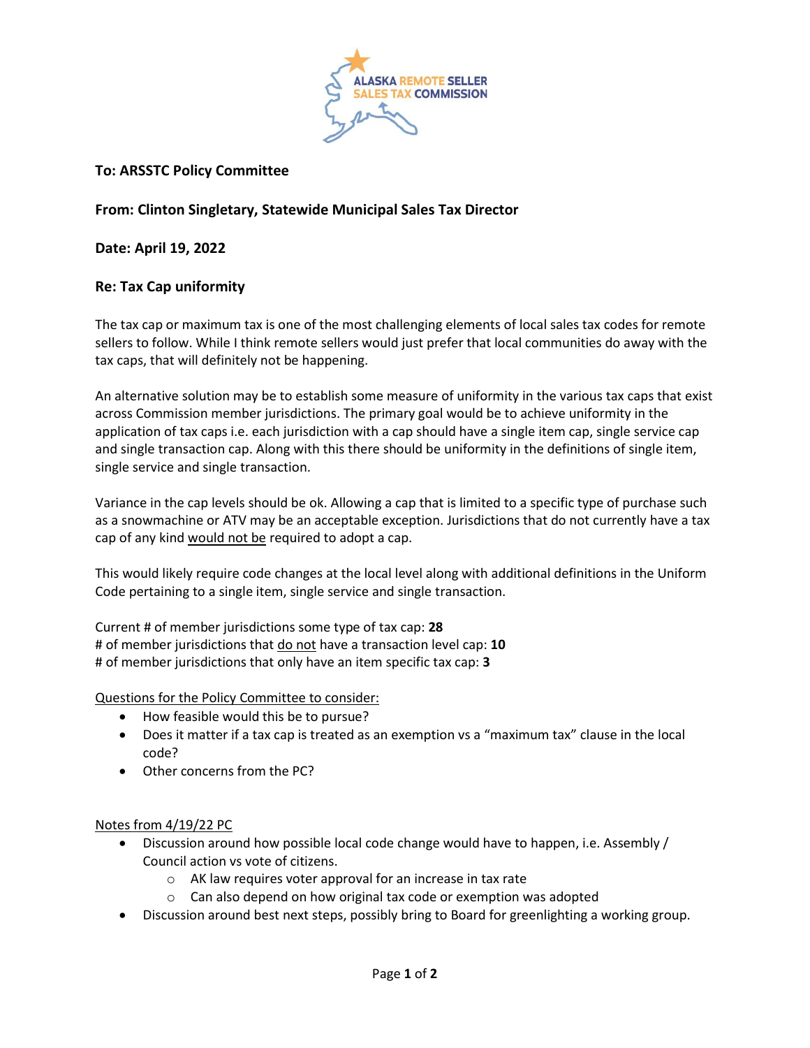**To: ARSSTC Policy Committee**

**From: Clinton Singletary, Statewide Municipal Sales Tax Director**

**Date: April 19, 2022**

**Re: Tax Cap uniformity**

The tax cap or maximum tax is one of the most challenging elements of local sales tax codes for remote sellers to follow. While I think remote sellers would just prefer that local communities do away with the tax caps, that will definitely not be happening.

An alternative solution may be to establish some measure of uniformity in the various tax caps that exist across Commission member jurisdictions. The primary goal would be to achieve uniformity in the application of tax caps i.e. each jurisdiction with a cap should have a single item cap, single service cap and single transaction cap. Along with this there should be uniformity in the definitions of single item, single service and single transaction.

Variance in the cap levels should be ok. Allowing a cap that is limited to a specific type of purchase such as a snowmachine or ATV may be an acceptable exception. Jurisdictions that do not currently have a tax cap of any kind <u>would not be</u> required to adopt a cap.

This would likely require code changes at the local level along with additional definitions in the Uniform Code pertaining to a single item, single service and single transaction.

Current # of member jurisdictions some type of tax cap: **28**
\# of member jurisdictions that <u>do not</u> have a transaction level cap: **10**
\# of member jurisdictions that only have an item specific tax cap: **3**

<u>Questions for the Policy Committee to consider:</u>

- How feasible would this be to pursue?
- Does it matter if a tax cap is treated as an exemption vs a "maximum tax" clause in the local code?
- Other concerns from the PC?

<u>Notes from 4/19/22 PC</u>

- Discussion around how possible local code change would have to happen, i.e. Assembly / Council action vs vote of citizens.
  - AK law requires voter approval for an increase in tax rate
  - Can also depend on how original tax code or exemption was adopted
- Discussion around best next steps, possibly bring to Board for greenlighting a working group.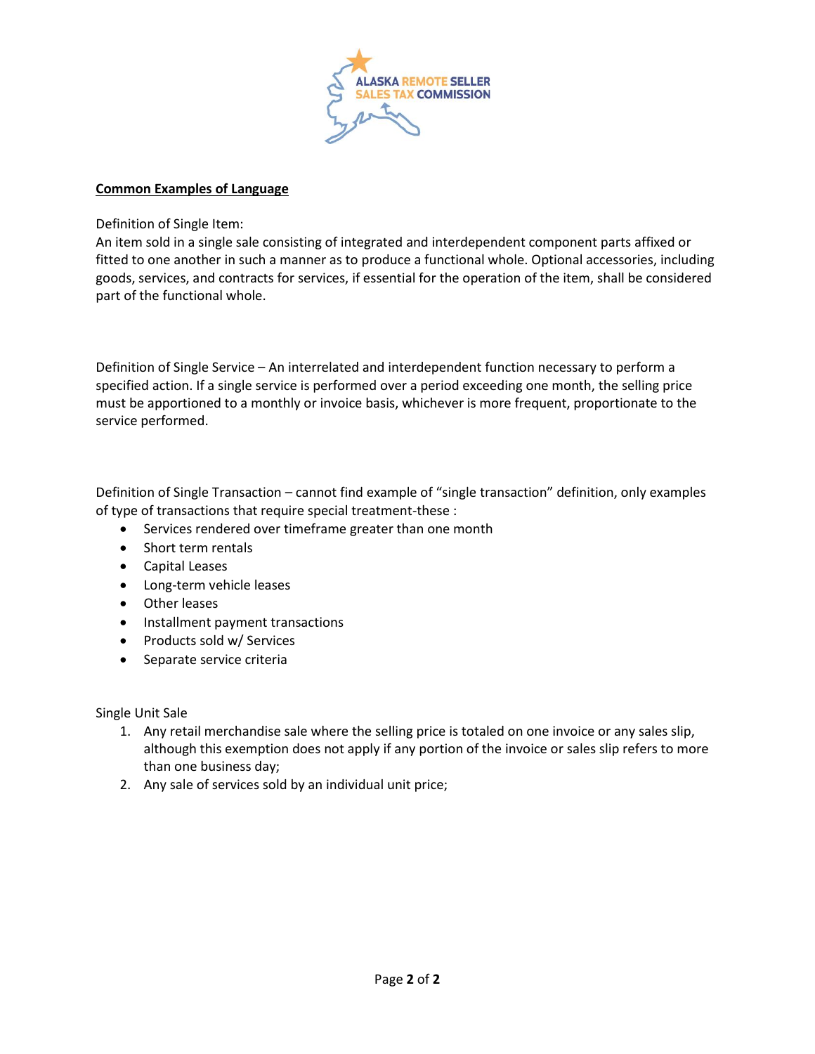**Common Examples of Language**

Definition of Single Item:
An item sold in a single sale consisting of integrated and interdependent component parts affixed or fitted to one another in such a manner as to produce a functional whole. Optional accessories, including goods, services, and contracts for services, if essential for the operation of the item, shall be considered part of the functional whole.

Definition of Single Service – An interrelated and interdependent function necessary to perform a specified action. If a single service is performed over a period exceeding one month, the selling price must be apportioned to a monthly or invoice basis, whichever is more frequent, proportionate to the service performed.

Definition of Single Transaction – cannot find example of "single transaction" definition, only examples of type of transactions that require special treatment-these :

- Services rendered over timeframe greater than one month
- Short term rentals
- Capital Leases
- Long-term vehicle leases
- Other leases
- Installment payment transactions
- Products sold w/ Services
- Separate service criteria

Single Unit Sale

1. Any retail merchandise sale where the selling price is totaled on one invoice or any sales slip, although this exemption does not apply if any portion of the invoice or sales slip refers to more than one business day;
2. Any sale of services sold by an individual unit price;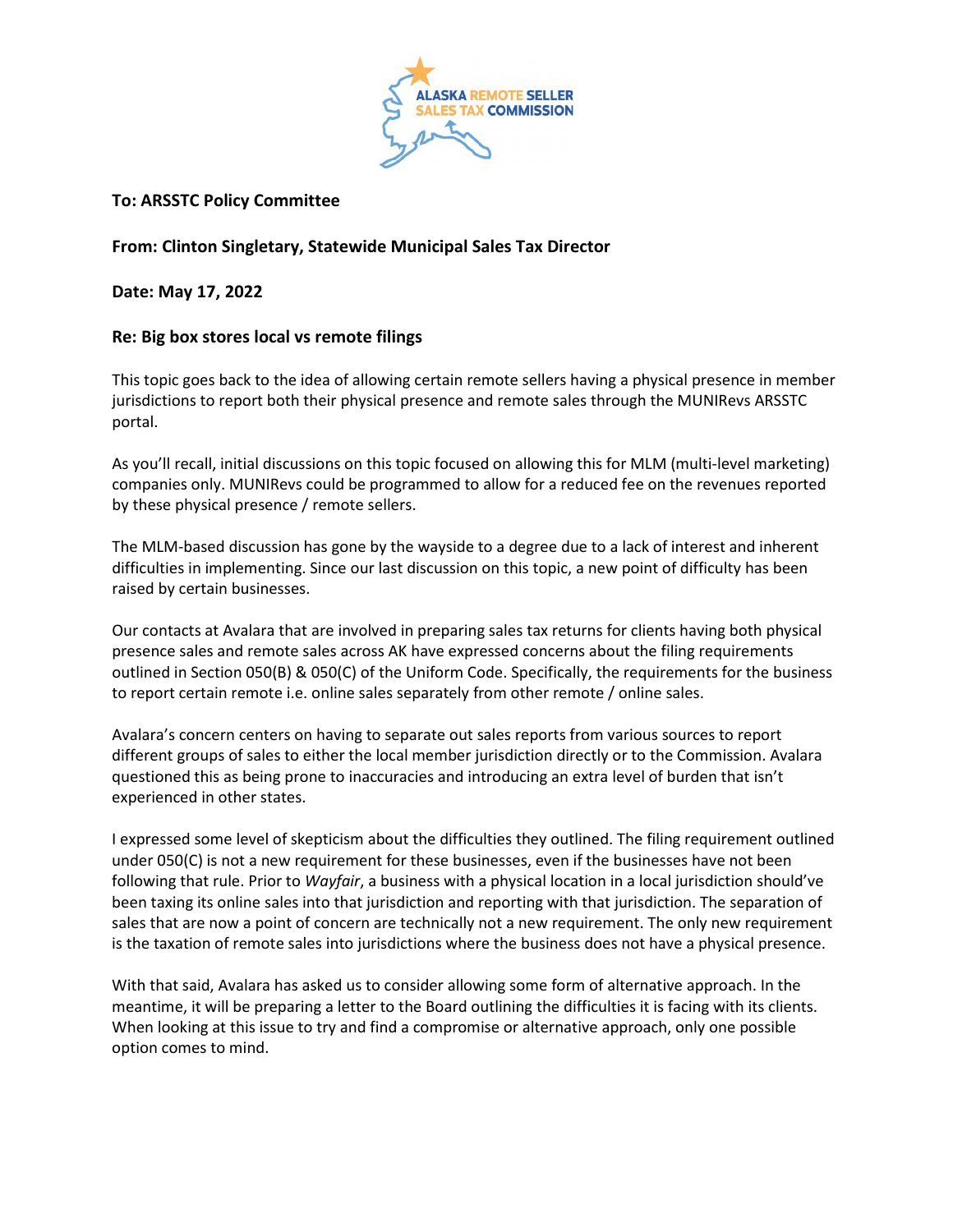**To: ARSSTC Policy Committee**

**From: Clinton Singletary, Statewide Municipal Sales Tax Director**

**Date: May 17, 2022**

**Re: Big box stores local vs remote filings**

This topic goes back to the idea of allowing certain remote sellers having a physical presence in member jurisdictions to report both their physical presence and remote sales through the MUNIRevs ARSSTC portal.

As you'll recall, initial discussions on this topic focused on allowing this for MLM (multi-level marketing) companies only. MUNIRevs could be programmed to allow for a reduced fee on the revenues reported by these physical presence / remote sellers.

The MLM-based discussion has gone by the wayside to a degree due to a lack of interest and inherent difficulties in implementing. Since our last discussion on this topic, a new point of difficulty has been raised by certain businesses.

Our contacts at Avalara that are involved in preparing sales tax returns for clients having both physical presence sales and remote sales across AK have expressed concerns about the filing requirements outlined in Section 050(B) & 050(C) of the Uniform Code. Specifically, the requirements for the business to report certain remote i.e. online sales separately from other remote / online sales.

Avalara's concern centers on having to separate out sales reports from various sources to report different groups of sales to either the local member jurisdiction directly or to the Commission. Avalara questioned this as being prone to inaccuracies and introducing an extra level of burden that isn't experienced in other states.

I expressed some level of skepticism about the difficulties they outlined. The filing requirement outlined under 050(C) is not a new requirement for these businesses, even if the businesses have not been following that rule. Prior to *Wayfair*, a business with a physical location in a local jurisdiction should've been taxing its online sales into that jurisdiction and reporting with that jurisdiction. The separation of sales that are now a point of concern are technically not a new requirement. The only new requirement is the taxation of remote sales into jurisdictions where the business does not have a physical presence.

With that said, Avalara has asked us to consider allowing some form of alternative approach. In the meantime, it will be preparing a letter to the Board outlining the difficulties it is facing with its clients. When looking at this issue to try and find a compromise or alternative approach, only one possible option comes to mind.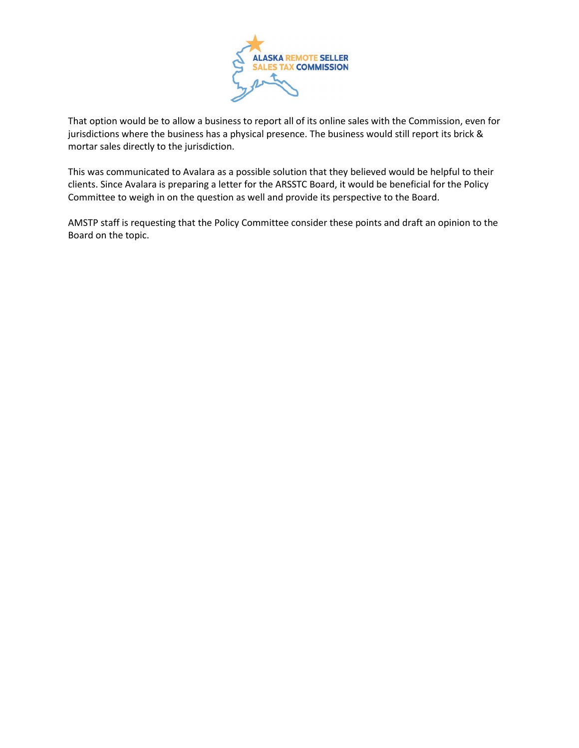That option would be to allow a business to report all of its online sales with the Commission, even for jurisdictions where the business has a physical presence. The business would still report its brick & mortar sales directly to the jurisdiction.

This was communicated to Avalara as a possible solution that they believed would be helpful to their clients. Since Avalara is preparing a letter for the ARSSTC Board, it would be beneficial for the Policy Committee to weigh in on the question as well and provide its perspective to the Board.

AMSTP staff is requesting that the Policy Committee consider these points and draft an opinion to the Board on the topic.